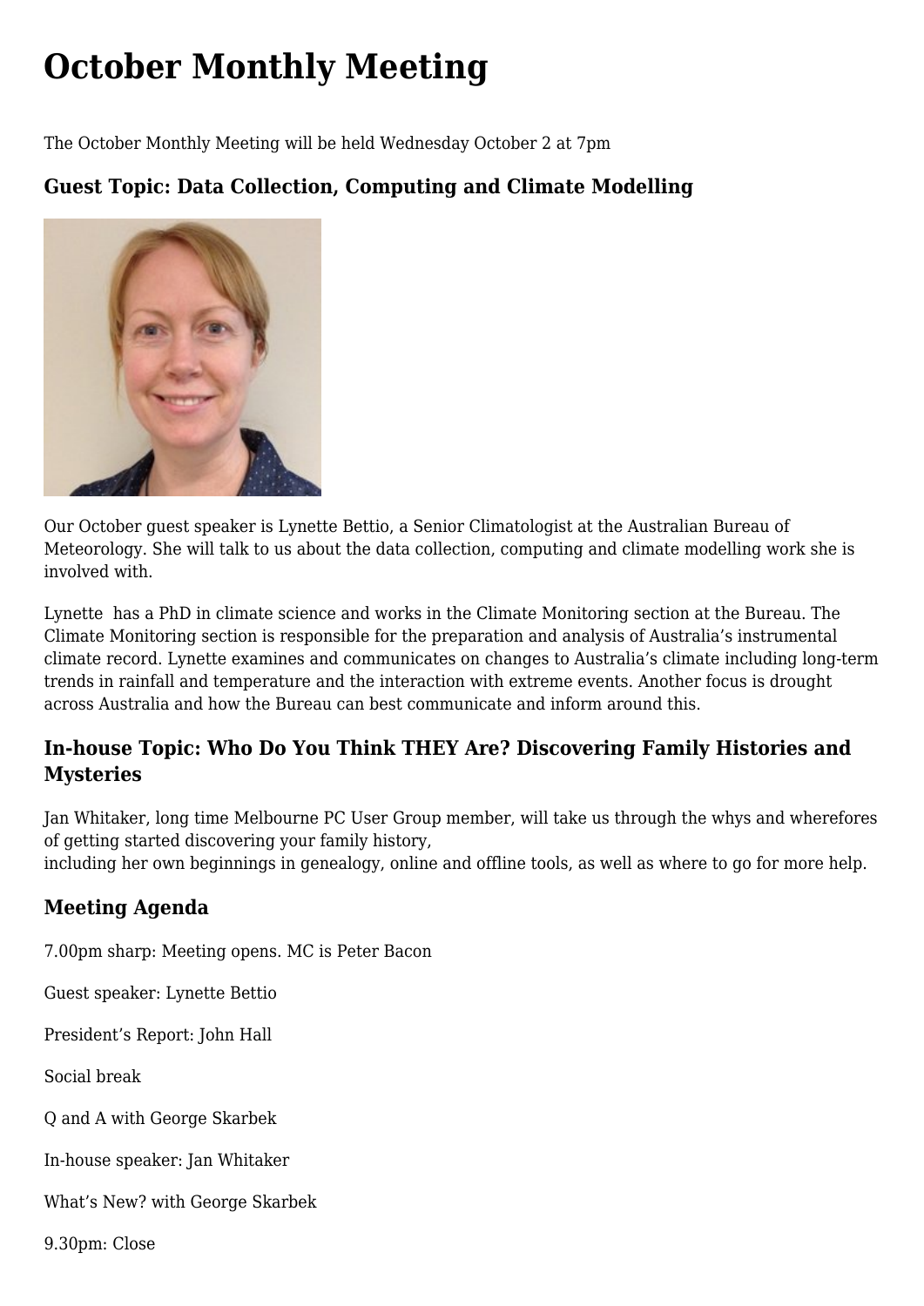# October Monthly Meeting

The October Monthly Meeting will be held Wednesday October 2 at 7pm

### Guest Topic: Data Collection, Computing and Climate Modelling

Our October guest speaker is Lynette Bettio, a Senior Climatologist at the Australian Bureau of Meteorology. She will talk to us about the data collection, computing and climate modelling work she is involved with.

Lynette has a PhD in climate science and works in the Climate Monitoring section at the Bureau. The Climate Monitoring section is responsible for the preparation and analysis of Australia's instrumental climate record. Lynette examines and communicates on changes to Australia's climate including long-term trends in rainfall and temperature and the interaction with extreme events. Another focus is drought across Australia and how the Bureau can best communicate and inform around this.

### In-house Topic: Who Do You Think THEY Are? Discovering Family Histories and Mysteries

Jan Whitaker, long time Melbourne PC User Group member, will take us through the whys and wherefores of getting started discovering your family history,
including her own beginnings in genealogy, online and offline tools, as well as where to go for more help.

### Meeting Agenda

7.00pm sharp: Meeting opens. MC is Peter Bacon

Guest speaker: Lynette Bettio

President's Report: John Hall

Social break

Q and A with George Skarbek

In-house speaker: Jan Whitaker

What's New? with George Skarbek

9.30pm: Close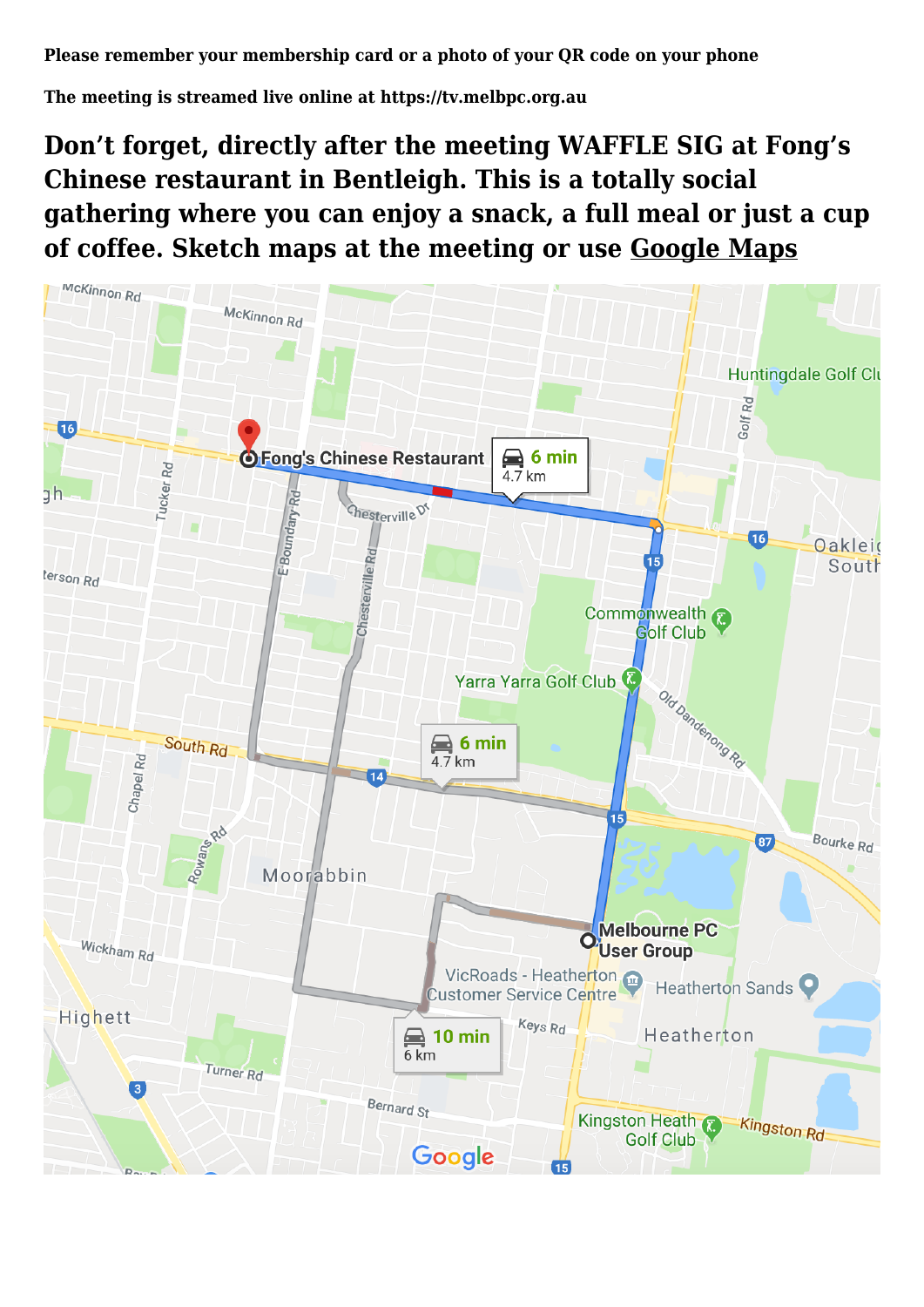**Please remember your membership card or a photo of your QR code on your phone**

**The meeting is streamed live online at https://tv.melbpc.org.au**

## Don't forget, directly after the meeting WAFFLE SIG at Fong's Chinese restaurant in Bentleigh. This is a totally social gathering where you can enjoy a snack, a full meal or just a cup of coffee. Sketch maps at the meeting or use Google Maps

Fong's Chinese Restaurant

6 min
4.7 km

6 min
4.7 km

10 min
6 km

Melbourne PC User Group

McKinnon Rd
Huntingdale Golf Club
Golf Rd
Tucker Rd
E Boundary Rd
Chesterville Dr
Chesterville Rd
Oakleigh South
Commonwealth Golf Club
Yarra Yarra Golf Club
Old Dandenong Rd
South Rd
Chapel Rd
Rowans Rd
Bourke Rd
Moorabbin
Wickham Rd
VicRoads - Heatherton Customer Service Centre
Heatherton Sands
Highett
Keys Rd
Heatherton
Turner Rd
Bernard St
Kingston Heath Golf Club
Kingston Rd
Google